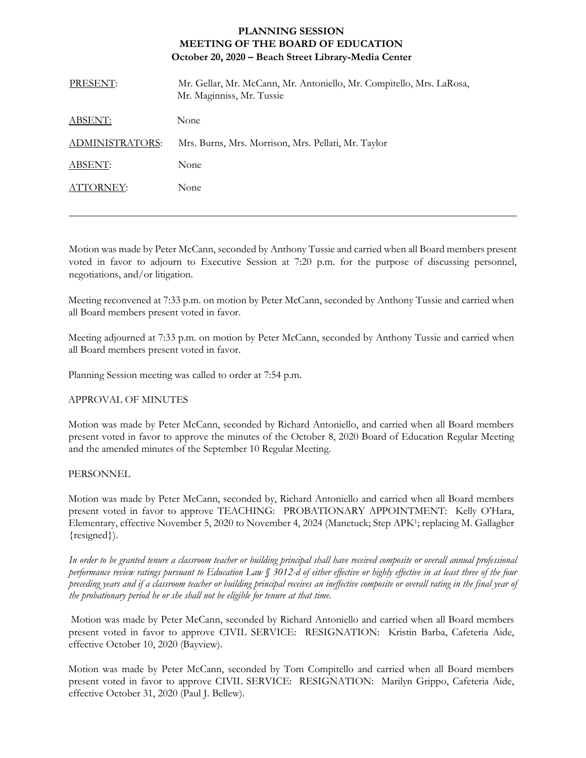**PLANNING SESSION**
**MEETING OF THE BOARD OF EDUCATION**
**October 20, 2020 – Beach Street Library-Media Center**

| | |
|---|---|
| PRESENT: | Mr. Gellar, Mr. McCann, Mr. Antoniello, Mr. Compitello, Mrs. LaRosa, Mr. Maginniss, Mr. Tussie |
| ABSENT: | None |
| ADMINISTRATORS: | Mrs. Burns, Mrs. Morrison, Mrs. Pellati, Mr. Taylor |
| ABSENT: | None |
| ATTORNEY: | None |

---

Motion was made by Peter McCann, seconded by Anthony Tussie and carried when all Board members present voted in favor to adjourn to Executive Session at 7:20 p.m. for the purpose of discussing personnel, negotiations, and/or litigation.

Meeting reconvened at 7:33 p.m. on motion by Peter McCann, seconded by Anthony Tussie and carried when all Board members present voted in favor.

Meeting adjourned at 7:33 p.m. on motion by Peter McCann, seconded by Anthony Tussie and carried when all Board members present voted in favor.

Planning Session meeting was called to order at 7:54 p.m.

APPROVAL OF MINUTES

Motion was made by Peter McCann, seconded by Richard Antoniello, and carried when all Board members present voted in favor to approve the minutes of the October 8, 2020 Board of Education Regular Meeting and the amended minutes of the September 10 Regular Meeting.

PERSONNEL

Motion was made by Peter McCann, seconded by, Richard Antoniello and carried when all Board members present voted in favor to approve TEACHING: PROBATIONARY APPOINTMENT: Kelly O'Hara, Elementary, effective November 5, 2020 to November 4, 2024 (Manetuck; Step APK[1]; replacing M. Gallagher {resigned}).

*In order to be granted tenure a classroom teacher or building principal shall have received composite or overall annual professional performance review ratings pursuant to Education Law § 3012-d of either effective or highly effective in at least three of the four preceding years and if a classroom teacher or building principal receives an ineffective composite or overall rating in the final year of the probationary period he or she shall not be eligible for tenure at that time.*

Motion was made by Peter McCann, seconded by Richard Antoniello and carried when all Board members present voted in favor to approve CIVIL SERVICE: RESIGNATION: Kristin Barba, Cafeteria Aide, effective October 10, 2020 (Bayview).

Motion was made by Peter McCann, seconded by Tom Compitello and carried when all Board members present voted in favor to approve CIVIL SERVICE: RESIGNATION: Marilyn Grippo, Cafeteria Aide, effective October 31, 2020 (Paul J. Bellew).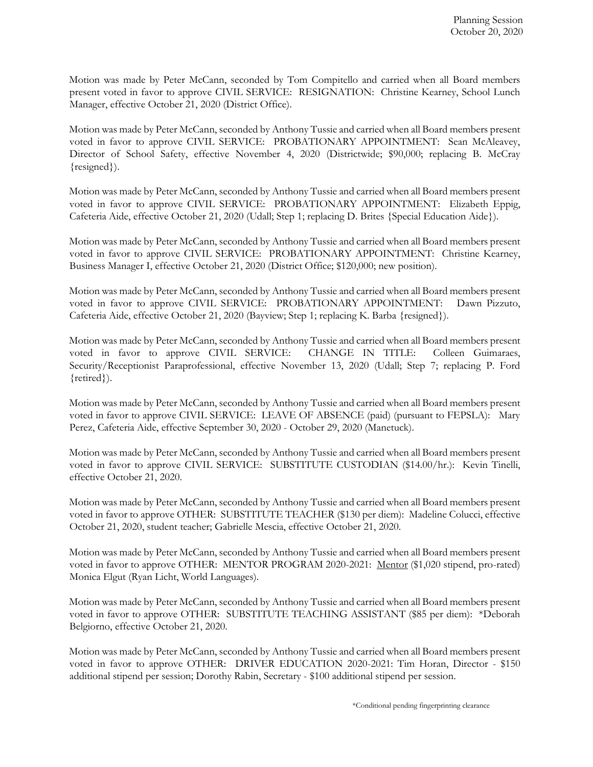Motion was made by Peter McCann, seconded by Tom Compitello and carried when all Board members present voted in favor to approve CIVIL SERVICE: RESIGNATION: Christine Kearney, School Lunch Manager, effective October 21, 2020 (District Office).

Motion was made by Peter McCann, seconded by Anthony Tussie and carried when all Board members present voted in favor to approve CIVIL SERVICE: PROBATIONARY APPOINTMENT: Sean McAleavey, Director of School Safety, effective November 4, 2020 (Districtwide; $90,000; replacing B. McCray {resigned}).

Motion was made by Peter McCann, seconded by Anthony Tussie and carried when all Board members present voted in favor to approve CIVIL SERVICE: PROBATIONARY APPOINTMENT: Elizabeth Eppig, Cafeteria Aide, effective October 21, 2020 (Udall; Step 1; replacing D. Brites {Special Education Aide}).

Motion was made by Peter McCann, seconded by Anthony Tussie and carried when all Board members present voted in favor to approve CIVIL SERVICE: PROBATIONARY APPOINTMENT: Christine Kearney, Business Manager I, effective October 21, 2020 (District Office; $120,000; new position).

Motion was made by Peter McCann, seconded by Anthony Tussie and carried when all Board members present voted in favor to approve CIVIL SERVICE: PROBATIONARY APPOINTMENT: Dawn Pizzuto, Cafeteria Aide, effective October 21, 2020 (Bayview; Step 1; replacing K. Barba {resigned}).

Motion was made by Peter McCann, seconded by Anthony Tussie and carried when all Board members present voted in favor to approve CIVIL SERVICE: CHANGE IN TITLE: Colleen Guimaraes, Security/Receptionist Paraprofessional, effective November 13, 2020 (Udall; Step 7; replacing P. Ford {retired}).

Motion was made by Peter McCann, seconded by Anthony Tussie and carried when all Board members present voted in favor to approve CIVIL SERVICE: LEAVE OF ABSENCE (paid) (pursuant to FEPSLA): Mary Perez, Cafeteria Aide, effective September 30, 2020 - October 29, 2020 (Manetuck).

Motion was made by Peter McCann, seconded by Anthony Tussie and carried when all Board members present voted in favor to approve CIVIL SERVICE: SUBSTITUTE CUSTODIAN ($14.00/hr.): Kevin Tinelli, effective October 21, 2020.

Motion was made by Peter McCann, seconded by Anthony Tussie and carried when all Board members present voted in favor to approve OTHER: SUBSTITUTE TEACHER ($130 per diem): Madeline Colucci, effective October 21, 2020, student teacher; Gabrielle Mescia, effective October 21, 2020.

Motion was made by Peter McCann, seconded by Anthony Tussie and carried when all Board members present voted in favor to approve OTHER: MENTOR PROGRAM 2020-2021: Mentor ($1,020 stipend, pro-rated) Monica Elgut (Ryan Licht, World Languages).

Motion was made by Peter McCann, seconded by Anthony Tussie and carried when all Board members present voted in favor to approve OTHER: SUBSTITUTE TEACHING ASSISTANT ($85 per diem): *Deborah Belgiorno, effective October 21, 2020.

Motion was made by Peter McCann, seconded by Anthony Tussie and carried when all Board members present voted in favor to approve OTHER: DRIVER EDUCATION 2020-2021: Tim Horan, Director - $150 additional stipend per session; Dorothy Rabin, Secretary - $100 additional stipend per session.

*Conditional pending fingerprinting clearance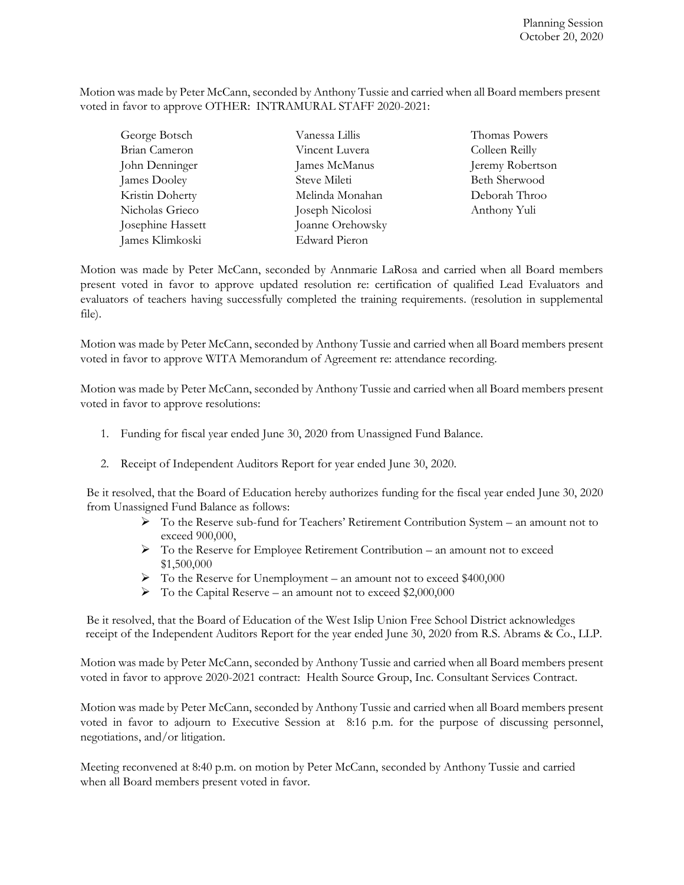Motion was made by Peter McCann, seconded by Anthony Tussie and carried when all Board members present voted in favor to approve OTHER: INTRAMURAL STAFF 2020-2021:

George Botsch
Brian Cameron
John Denninger
James Dooley
Kristin Doherty
Nicholas Grieco
Josephine Hassett
James Klimkoski
Vanessa Lillis
Vincent Luvera
James McManus
Steve Mileti
Melinda Monahan
Joseph Nicolosi
Joanne Orehowsky
Edward Pieron
Thomas Powers
Colleen Reilly
Jeremy Robertson
Beth Sherwood
Deborah Throo
Anthony Yuli

Motion was made by Peter McCann, seconded by Annmarie LaRosa and carried when all Board members present voted in favor to approve updated resolution re: certification of qualified Lead Evaluators and evaluators of teachers having successfully completed the training requirements. (resolution in supplemental file).

Motion was made by Peter McCann, seconded by Anthony Tussie and carried when all Board members present voted in favor to approve WITA Memorandum of Agreement re: attendance recording.

Motion was made by Peter McCann, seconded by Anthony Tussie and carried when all Board members present voted in favor to approve resolutions:

1. Funding for fiscal year ended June 30, 2020 from Unassigned Fund Balance.

2. Receipt of Independent Auditors Report for year ended June 30, 2020.

Be it resolved, that the Board of Education hereby authorizes funding for the fiscal year ended June 30, 2020 from Unassigned Fund Balance as follows:

- To the Reserve sub-fund for Teachers' Retirement Contribution System – an amount not to exceed 900,000,
- To the Reserve for Employee Retirement Contribution – an amount not to exceed $1,500,000
- To the Reserve for Unemployment – an amount not to exceed $400,000
- To the Capital Reserve – an amount not to exceed $2,000,000

Be it resolved, that the Board of Education of the West Islip Union Free School District acknowledges receipt of the Independent Auditors Report for the year ended June 30, 2020 from R.S. Abrams & Co., LLP.

Motion was made by Peter McCann, seconded by Anthony Tussie and carried when all Board members present voted in favor to approve 2020-2021 contract: Health Source Group, Inc. Consultant Services Contract.

Motion was made by Peter McCann, seconded by Anthony Tussie and carried when all Board members present voted in favor to adjourn to Executive Session at 8:16 p.m. for the purpose of discussing personnel, negotiations, and/or litigation.

Meeting reconvened at 8:40 p.m. on motion by Peter McCann, seconded by Anthony Tussie and carried when all Board members present voted in favor.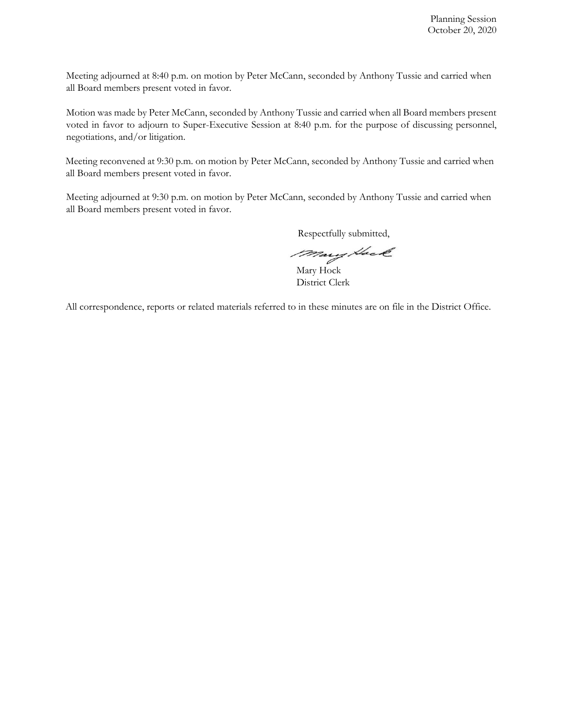Meeting adjourned at 8:40 p.m. on motion by Peter McCann, seconded by Anthony Tussie and carried when all Board members present voted in favor.

Motion was made by Peter McCann, seconded by Anthony Tussie and carried when all Board members present voted in favor to adjourn to Super-Executive Session at 8:40 p.m. for the purpose of discussing personnel, negotiations, and/or litigation.

Meeting reconvened at 9:30 p.m. on motion by Peter McCann, seconded by Anthony Tussie and carried when all Board members present voted in favor.

Meeting adjourned at 9:30 p.m. on motion by Peter McCann, seconded by Anthony Tussie and carried when all Board members present voted in favor.

Respectfully submitted,

Mary Hock

Mary Hock
District Clerk

All correspondence, reports or related materials referred to in these minutes are on file in the District Office.